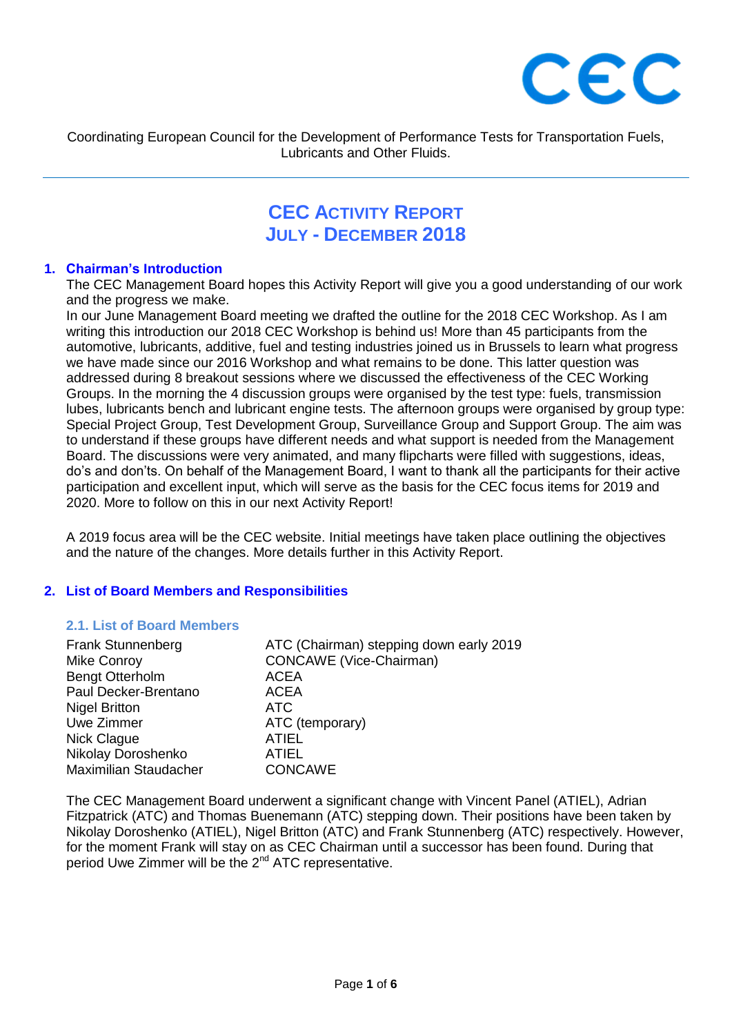CEC

Coordinating European Council for the Development of Performance Tests for Transportation Fuels, Lubricants and Other Fluids.

---

# CEC ACTIVITY REPORT
# JULY - DECEMBER 2018

## 1. Chairman's Introduction

The CEC Management Board hopes this Activity Report will give you a good understanding of our work and the progress we make.

In our June Management Board meeting we drafted the outline for the 2018 CEC Workshop. As I am writing this introduction our 2018 CEC Workshop is behind us! More than 45 participants from the automotive, lubricants, additive, fuel and testing industries joined us in Brussels to learn what progress we have made since our 2016 Workshop and what remains to be done. This latter question was addressed during 8 breakout sessions where we discussed the effectiveness of the CEC Working Groups. In the morning the 4 discussion groups were organised by the test type: fuels, transmission lubes, lubricants bench and lubricant engine tests. The afternoon groups were organised by group type: Special Project Group, Test Development Group, Surveillance Group and Support Group. The aim was to understand if these groups have different needs and what support is needed from the Management Board. The discussions were very animated, and many flipcharts were filled with suggestions, ideas, do's and don'ts. On behalf of the Management Board, I want to thank all the participants for their active participation and excellent input, which will serve as the basis for the CEC focus items for 2019 and 2020. More to follow on this in our next Activity Report!

A 2019 focus area will be the CEC website. Initial meetings have taken place outlining the objectives and the nature of the changes. More details further in this Activity Report.

## 2. List of Board Members and Responsibilities

### 2.1. List of Board Members

| | |
|---|---|
| Frank Stunnenberg | ATC (Chairman) stepping down early 2019 |
| Mike Conroy | CONCAWE (Vice-Chairman) |
| Bengt Otterholm | ACEA |
| Paul Decker-Brentano | ACEA |
| Nigel Britton | ATC |
| Uwe Zimmer | ATC (temporary) |
| Nick Clague | ATIEL |
| Nikolay Doroshenko | ATIEL |
| Maximilian Staudacher | CONCAWE |

The CEC Management Board underwent a significant change with Vincent Panel (ATIEL), Adrian Fitzpatrick (ATC) and Thomas Buenemann (ATC) stepping down. Their positions have been taken by Nikolay Doroshenko (ATIEL), Nigel Britton (ATC) and Frank Stunnenberg (ATC) respectively. However, for the moment Frank will stay on as CEC Chairman until a successor has been found. During that period Uwe Zimmer will be the 2nd ATC representative.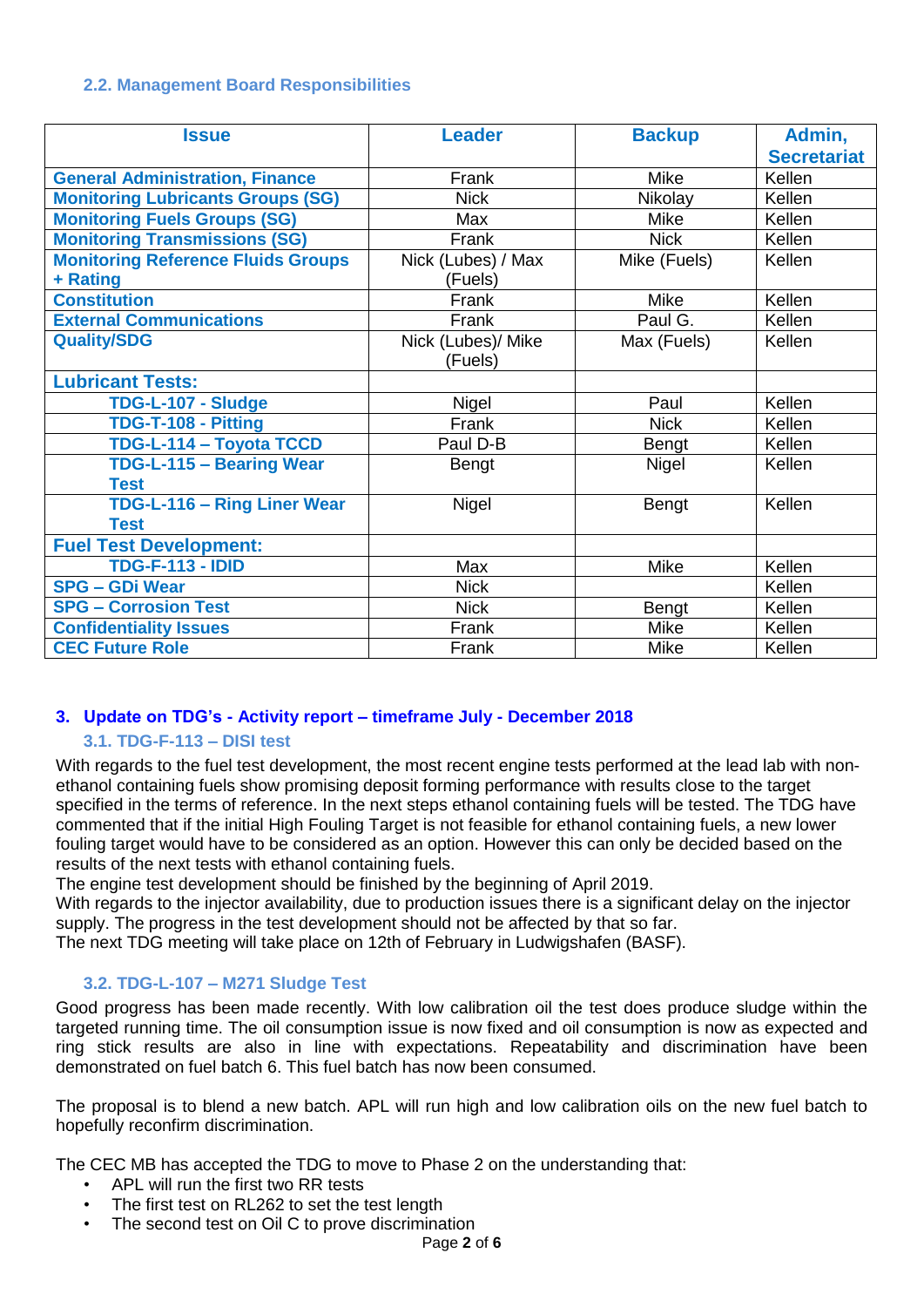### 2.2. Management Board Responsibilities

| Issue | Leader | Backup | Admin, Secretariat |
|---|---|---|---|
| General Administration, Finance | Frank | Mike | Kellen |
| Monitoring Lubricants Groups (SG) | Nick | Nikolay | Kellen |
| Monitoring Fuels Groups (SG) | Max | Mike | Kellen |
| Monitoring Transmissions (SG) | Frank | Nick | Kellen |
| Monitoring Reference Fluids Groups + Rating | Nick (Lubes) / Max (Fuels) | Mike (Fuels) | Kellen |
| Constitution | Frank | Mike | Kellen |
| External Communications | Frank | Paul G. | Kellen |
| Quality/SDG | Nick (Lubes)/ Mike (Fuels) | Max (Fuels) | Kellen |
| Lubricant Tests: | | | |
| TDG-L-107 - Sludge | Nigel | Paul | Kellen |
| TDG-T-108 - Pitting | Frank | Nick | Kellen |
| TDG-L-114 – Toyota TCCD | Paul D-B | Bengt | Kellen |
| TDG-L-115 – Bearing Wear Test | Bengt | Nigel | Kellen |
| TDG-L-116 – Ring Liner Wear Test | Nigel | Bengt | Kellen |
| Fuel Test Development: | | | |
| TDG-F-113 - IDID | Max | Mike | Kellen |
| SPG – GDi Wear | Nick | | Kellen |
| SPG – Corrosion Test | Nick | Bengt | Kellen |
| Confidentiality Issues | Frank | Mike | Kellen |
| CEC Future Role | Frank | Mike | Kellen |

## 3. Update on TDG's - Activity report – timeframe July - December 2018

### 3.1. TDG-F-113 – DISI test

With regards to the fuel test development, the most recent engine tests performed at the lead lab with non-ethanol containing fuels show promising deposit forming performance with results close to the target specified in the terms of reference. In the next steps ethanol containing fuels will be tested. The TDG have commented that if the initial High Fouling Target is not feasible for ethanol containing fuels, a new lower fouling target would have to be considered as an option. However this can only be decided based on the results of the next tests with ethanol containing fuels.
The engine test development should be finished by the beginning of April 2019.
With regards to the injector availability, due to production issues there is a significant delay on the injector supply. The progress in the test development should not be affected by that so far.
The next TDG meeting will take place on 12th of February in Ludwigshafen (BASF).

### 3.2. TDG-L-107 – M271 Sludge Test

Good progress has been made recently. With low calibration oil the test does produce sludge within the targeted running time. The oil consumption issue is now fixed and oil consumption is now as expected and ring stick results are also in line with expectations. Repeatability and discrimination have been demonstrated on fuel batch 6. This fuel batch has now been consumed.

The proposal is to blend a new batch. APL will run high and low calibration oils on the new fuel batch to hopefully reconfirm discrimination.

The CEC MB has accepted the TDG to move to Phase 2 on the understanding that:

- APL will run the first two RR tests
- The first test on RL262 to set the test length
- The second test on Oil C to prove discrimination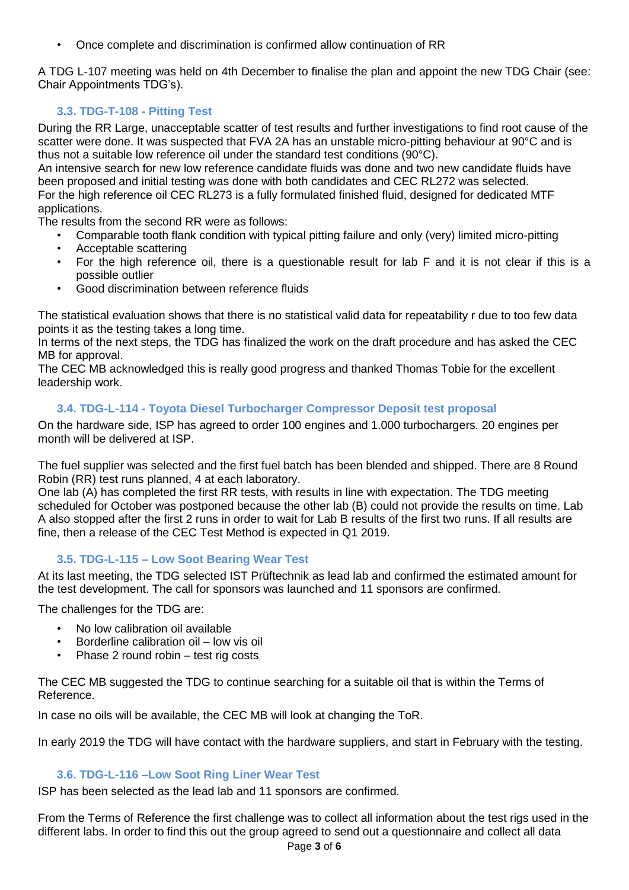- Once complete and discrimination is confirmed allow continuation of RR

A TDG L-107 meeting was held on 4th December to finalise the plan and appoint the new TDG Chair (see: Chair Appointments TDG's).

### 3.3. TDG-T-108 - Pitting Test

During the RR Large, unacceptable scatter of test results and further investigations to find root cause of the scatter were done. It was suspected that FVA 2A has an unstable micro-pitting behaviour at 90°C and is thus not a suitable low reference oil under the standard test conditions (90°C).
An intensive search for new low reference candidate fluids was done and two new candidate fluids have been proposed and initial testing was done with both candidates and CEC RL272 was selected.
For the high reference oil CEC RL273 is a fully formulated finished fluid, designed for dedicated MTF applications.
The results from the second RR were as follows:

- Comparable tooth flank condition with typical pitting failure and only (very) limited micro-pitting
- Acceptable scattering
- For the high reference oil, there is a questionable result for lab F and it is not clear if this is a possible outlier
- Good discrimination between reference fluids

The statistical evaluation shows that there is no statistical valid data for repeatability r due to too few data points it as the testing takes a long time.
In terms of the next steps, the TDG has finalized the work on the draft procedure and has asked the CEC MB for approval.
The CEC MB acknowledged this is really good progress and thanked Thomas Tobie for the excellent leadership work.

### 3.4. TDG-L-114 - Toyota Diesel Turbocharger Compressor Deposit test proposal

On the hardware side, ISP has agreed to order 100 engines and 1.000 turbochargers. 20 engines per month will be delivered at ISP.

The fuel supplier was selected and the first fuel batch has been blended and shipped. There are 8 Round Robin (RR) test runs planned, 4 at each laboratory.
One lab (A) has completed the first RR tests, with results in line with expectation. The TDG meeting scheduled for October was postponed because the other lab (B) could not provide the results on time. Lab A also stopped after the first 2 runs in order to wait for Lab B results of the first two runs. If all results are fine, then a release of the CEC Test Method is expected in Q1 2019.

### 3.5. TDG-L-115 – Low Soot Bearing Wear Test

At its last meeting, the TDG selected IST Prüftechnik as lead lab and confirmed the estimated amount for the test development. The call for sponsors was launched and 11 sponsors are confirmed.

The challenges for the TDG are:

- No low calibration oil available
- Borderline calibration oil – low vis oil
- Phase 2 round robin – test rig costs

The CEC MB suggested the TDG to continue searching for a suitable oil that is within the Terms of Reference.

In case no oils will be available, the CEC MB will look at changing the ToR.

In early 2019 the TDG will have contact with the hardware suppliers, and start in February with the testing.

### 3.6. TDG-L-116 –Low Soot Ring Liner Wear Test

ISP has been selected as the lead lab and 11 sponsors are confirmed.

From the Terms of Reference the first challenge was to collect all information about the test rigs used in the different labs. In order to find this out the group agreed to send out a questionnaire and collect all data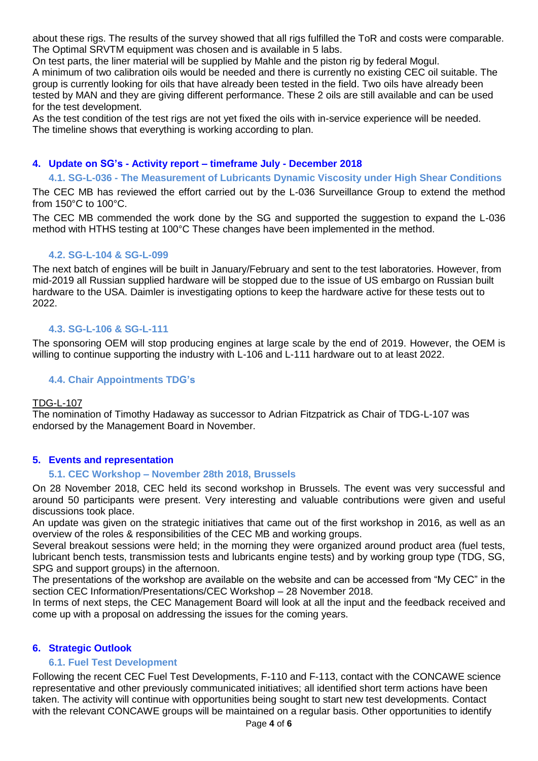about these rigs. The results of the survey showed that all rigs fulfilled the ToR and costs were comparable. The Optimal SRVTM equipment was chosen and is available in 5 labs.

On test parts, the liner material will be supplied by Mahle and the piston rig by federal Mogul.

A minimum of two calibration oils would be needed and there is currently no existing CEC oil suitable. The group is currently looking for oils that have already been tested in the field. Two oils have already been tested by MAN and they are giving different performance. These 2 oils are still available and can be used for the test development.

As the test condition of the test rigs are not yet fixed the oils with in-service experience will be needed. The timeline shows that everything is working according to plan.

## 4. Update on SG's - Activity report – timeframe July - December 2018

### 4.1. SG-L-036 - The Measurement of Lubricants Dynamic Viscosity under High Shear Conditions

The CEC MB has reviewed the effort carried out by the L-036 Surveillance Group to extend the method from 150°C to 100°C.

The CEC MB commended the work done by the SG and supported the suggestion to expand the L-036 method with HTHS testing at 100°C These changes have been implemented in the method.

### 4.2. SG-L-104 & SG-L-099

The next batch of engines will be built in January/February and sent to the test laboratories. However, from mid-2019 all Russian supplied hardware will be stopped due to the issue of US embargo on Russian built hardware to the USA. Daimler is investigating options to keep the hardware active for these tests out to 2022.

### 4.3. SG-L-106 & SG-L-111

The sponsoring OEM will stop producing engines at large scale by the end of 2019. However, the OEM is willing to continue supporting the industry with L-106 and L-111 hardware out to at least 2022.

### 4.4. Chair Appointments TDG's

TDG-L-107

The nomination of Timothy Hadaway as successor to Adrian Fitzpatrick as Chair of TDG-L-107 was endorsed by the Management Board in November.

## 5. Events and representation

### 5.1. CEC Workshop – November 28th 2018, Brussels

On 28 November 2018, CEC held its second workshop in Brussels. The event was very successful and around 50 participants were present. Very interesting and valuable contributions were given and useful discussions took place.

An update was given on the strategic initiatives that came out of the first workshop in 2016, as well as an overview of the roles & responsibilities of the CEC MB and working groups.

Several breakout sessions were held; in the morning they were organized around product area (fuel tests, lubricant bench tests, transmission tests and lubricants engine tests) and by working group type (TDG, SG, SPG and support groups) in the afternoon.

The presentations of the workshop are available on the website and can be accessed from "My CEC" in the section CEC Information/Presentations/CEC Workshop – 28 November 2018.

In terms of next steps, the CEC Management Board will look at all the input and the feedback received and come up with a proposal on addressing the issues for the coming years.

## 6. Strategic Outlook

### 6.1. Fuel Test Development

Following the recent CEC Fuel Test Developments, F-110 and F-113, contact with the CONCAWE science representative and other previously communicated initiatives; all identified short term actions have been taken. The activity will continue with opportunities being sought to start new test developments. Contact with the relevant CONCAWE groups will be maintained on a regular basis. Other opportunities to identify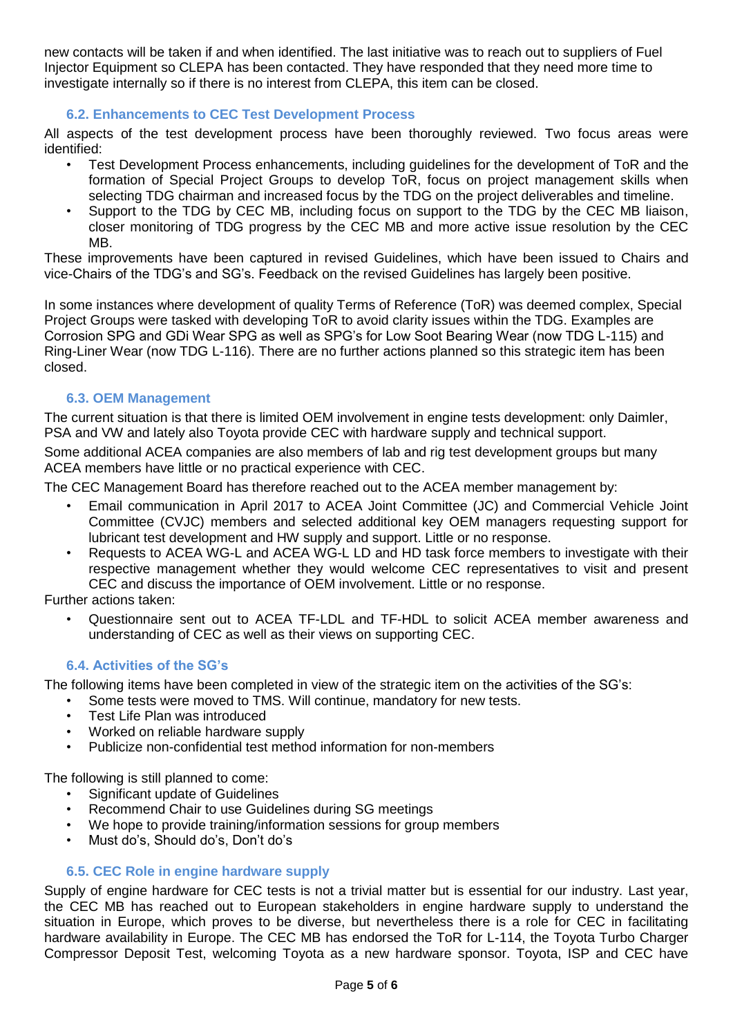new contacts will be taken if and when identified. The last initiative was to reach out to suppliers of Fuel Injector Equipment so CLEPA has been contacted. They have responded that they need more time to investigate internally so if there is no interest from CLEPA, this item can be closed.

### 6.2. Enhancements to CEC Test Development Process

All aspects of the test development process have been thoroughly reviewed. Two focus areas were identified:

- Test Development Process enhancements, including guidelines for the development of ToR and the formation of Special Project Groups to develop ToR, focus on project management skills when selecting TDG chairman and increased focus by the TDG on the project deliverables and timeline.
- Support to the TDG by CEC MB, including focus on support to the TDG by the CEC MB liaison, closer monitoring of TDG progress by the CEC MB and more active issue resolution by the CEC MB.

These improvements have been captured in revised Guidelines, which have been issued to Chairs and vice-Chairs of the TDG's and SG's. Feedback on the revised Guidelines has largely been positive.

In some instances where development of quality Terms of Reference (ToR) was deemed complex, Special Project Groups were tasked with developing ToR to avoid clarity issues within the TDG. Examples are Corrosion SPG and GDi Wear SPG as well as SPG's for Low Soot Bearing Wear (now TDG L-115) and Ring-Liner Wear (now TDG L-116). There are no further actions planned so this strategic item has been closed.

### 6.3. OEM Management

The current situation is that there is limited OEM involvement in engine tests development: only Daimler, PSA and VW and lately also Toyota provide CEC with hardware supply and technical support.

Some additional ACEA companies are also members of lab and rig test development groups but many ACEA members have little or no practical experience with CEC.

The CEC Management Board has therefore reached out to the ACEA member management by:

- Email communication in April 2017 to ACEA Joint Committee (JC) and Commercial Vehicle Joint Committee (CVJC) members and selected additional key OEM managers requesting support for lubricant test development and HW supply and support. Little or no response.
- Requests to ACEA WG-L and ACEA WG-L LD and HD task force members to investigate with their respective management whether they would welcome CEC representatives to visit and present CEC and discuss the importance of OEM involvement. Little or no response.

Further actions taken:

- Questionnaire sent out to ACEA TF-LDL and TF-HDL to solicit ACEA member awareness and understanding of CEC as well as their views on supporting CEC.

### 6.4. Activities of the SG's

The following items have been completed in view of the strategic item on the activities of the SG's:

- Some tests were moved to TMS. Will continue, mandatory for new tests.
- Test Life Plan was introduced
- Worked on reliable hardware supply
- Publicize non-confidential test method information for non-members

The following is still planned to come:

- Significant update of Guidelines
- Recommend Chair to use Guidelines during SG meetings
- We hope to provide training/information sessions for group members
- Must do's, Should do's, Don't do's

### 6.5. CEC Role in engine hardware supply

Supply of engine hardware for CEC tests is not a trivial matter but is essential for our industry. Last year, the CEC MB has reached out to European stakeholders in engine hardware supply to understand the situation in Europe, which proves to be diverse, but nevertheless there is a role for CEC in facilitating hardware availability in Europe. The CEC MB has endorsed the ToR for L-114, the Toyota Turbo Charger Compressor Deposit Test, welcoming Toyota as a new hardware sponsor. Toyota, ISP and CEC have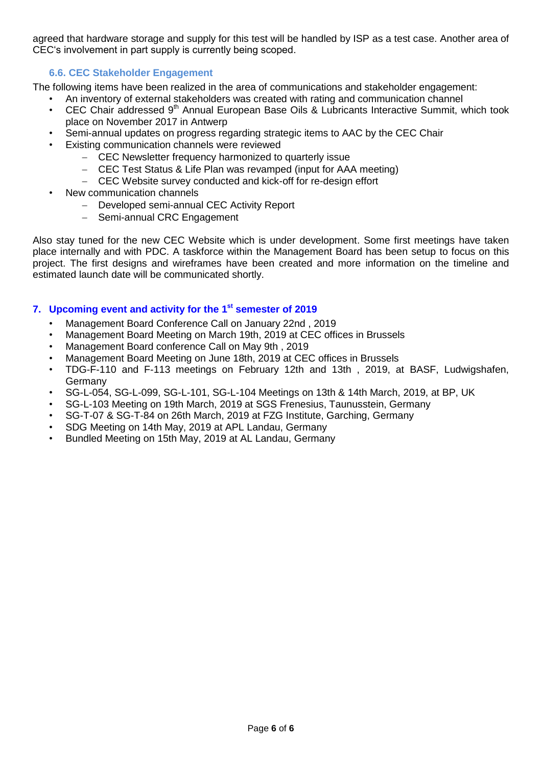agreed that hardware storage and supply for this test will be handled by ISP as a test case. Another area of CEC's involvement in part supply is currently being scoped.

### 6.6. CEC Stakeholder Engagement

The following items have been realized in the area of communications and stakeholder engagement:

- An inventory of external stakeholders was created with rating and communication channel
- CEC Chair addressed 9th Annual European Base Oils & Lubricants Interactive Summit, which took place on November 2017 in Antwerp
- Semi-annual updates on progress regarding strategic items to AAC by the CEC Chair
- Existing communication channels were reviewed
  - CEC Newsletter frequency harmonized to quarterly issue
  - CEC Test Status & Life Plan was revamped (input for AAA meeting)
  - CEC Website survey conducted and kick-off for re-design effort
- New communication channels
  - Developed semi-annual CEC Activity Report
  - Semi-annual CRC Engagement

Also stay tuned for the new CEC Website which is under development. Some first meetings have taken place internally and with PDC. A taskforce within the Management Board has been setup to focus on this project. The first designs and wireframes have been created and more information on the timeline and estimated launch date will be communicated shortly.

## 7. Upcoming event and activity for the 1st semester of 2019

- Management Board Conference Call on January 22nd , 2019
- Management Board Meeting on March 19th, 2019 at CEC offices in Brussels
- Management Board conference Call on May 9th , 2019
- Management Board Meeting on June 18th, 2019 at CEC offices in Brussels
- TDG-F-110 and F-113 meetings on February 12th and 13th , 2019, at BASF, Ludwigshafen, Germany
- SG-L-054, SG-L-099, SG-L-101, SG-L-104 Meetings on 13th & 14th March, 2019, at BP, UK
- SG-L-103 Meeting on 19th March, 2019 at SGS Frenesius, Taunusstein, Germany
- SG-T-07 & SG-T-84 on 26th March, 2019 at FZG Institute, Garching, Germany
- SDG Meeting on 14th May, 2019 at APL Landau, Germany
- Bundled Meeting on 15th May, 2019 at AL Landau, Germany